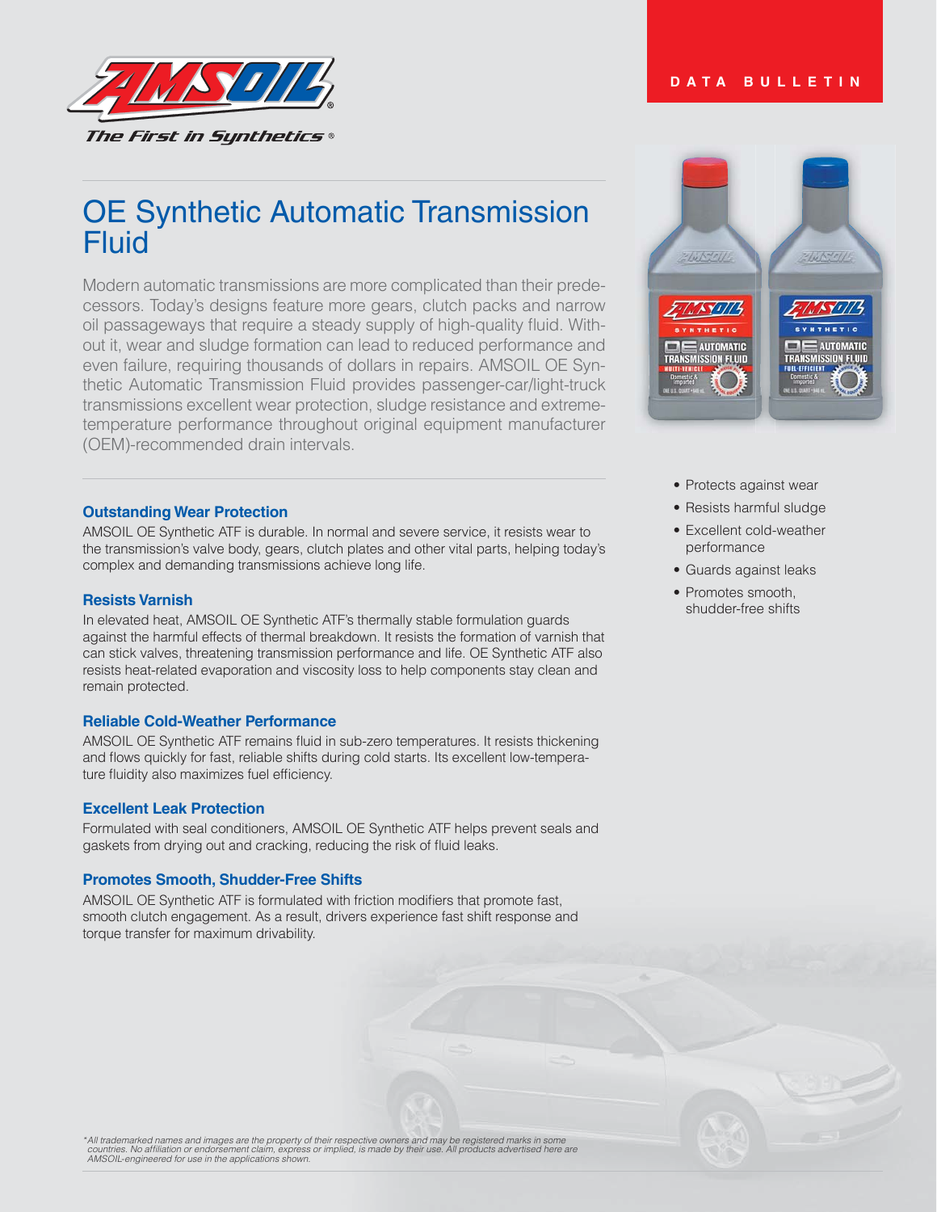The First in Synthetics®

DATA BULLETIN

# OE Synthetic Automatic Transmission Fluid

Modern automatic transmissions are more complicated than their predecessors. Today's designs feature more gears, clutch packs and narrow oil passageways that require a steady supply of high-quality fluid. Without it, wear and sludge formation can lead to reduced performance and even failure, requiring thousands of dollars in repairs. AMSOIL OE Synthetic Automatic Transmission Fluid provides passenger-car/light-truck transmissions excellent wear protection, sludge resistance and extreme-temperature performance throughout original equipment manufacturer (OEM)-recommended drain intervals.

- Protects against wear
- Resists harmful sludge
- Excellent cold-weather performance
- Guards against leaks
- Promotes smooth, shudder-free shifts

### Outstanding Wear Protection

AMSOIL OE Synthetic ATF is durable. In normal and severe service, it resists wear to the transmission's valve body, gears, clutch plates and other vital parts, helping today's complex and demanding transmissions achieve long life.

### Resists Varnish

In elevated heat, AMSOIL OE Synthetic ATF's thermally stable formulation guards against the harmful effects of thermal breakdown. It resists the formation of varnish that can stick valves, threatening transmission performance and life. OE Synthetic ATF also resists heat-related evaporation and viscosity loss to help components stay clean and remain protected.

### Reliable Cold-Weather Performance

AMSOIL OE Synthetic ATF remains fluid in sub-zero temperatures. It resists thickening and flows quickly for fast, reliable shifts during cold starts. Its excellent low-temperature fluidity also maximizes fuel efficiency.

### Excellent Leak Protection

Formulated with seal conditioners, AMSOIL OE Synthetic ATF helps prevent seals and gaskets from drying out and cracking, reducing the risk of fluid leaks.

### Promotes Smooth, Shudder-Free Shifts

AMSOIL OE Synthetic ATF is formulated with friction modifiers that promote fast, smooth clutch engagement. As a result, drivers experience fast shift response and torque transfer for maximum drivability.

*\*All trademarked names and images are the property of their respective owners and may be registered marks in some countries. No affiliation or endorsement claim, express or implied, is made by their use. All products advertised here are AMSOIL-engineered for use in the applications shown.*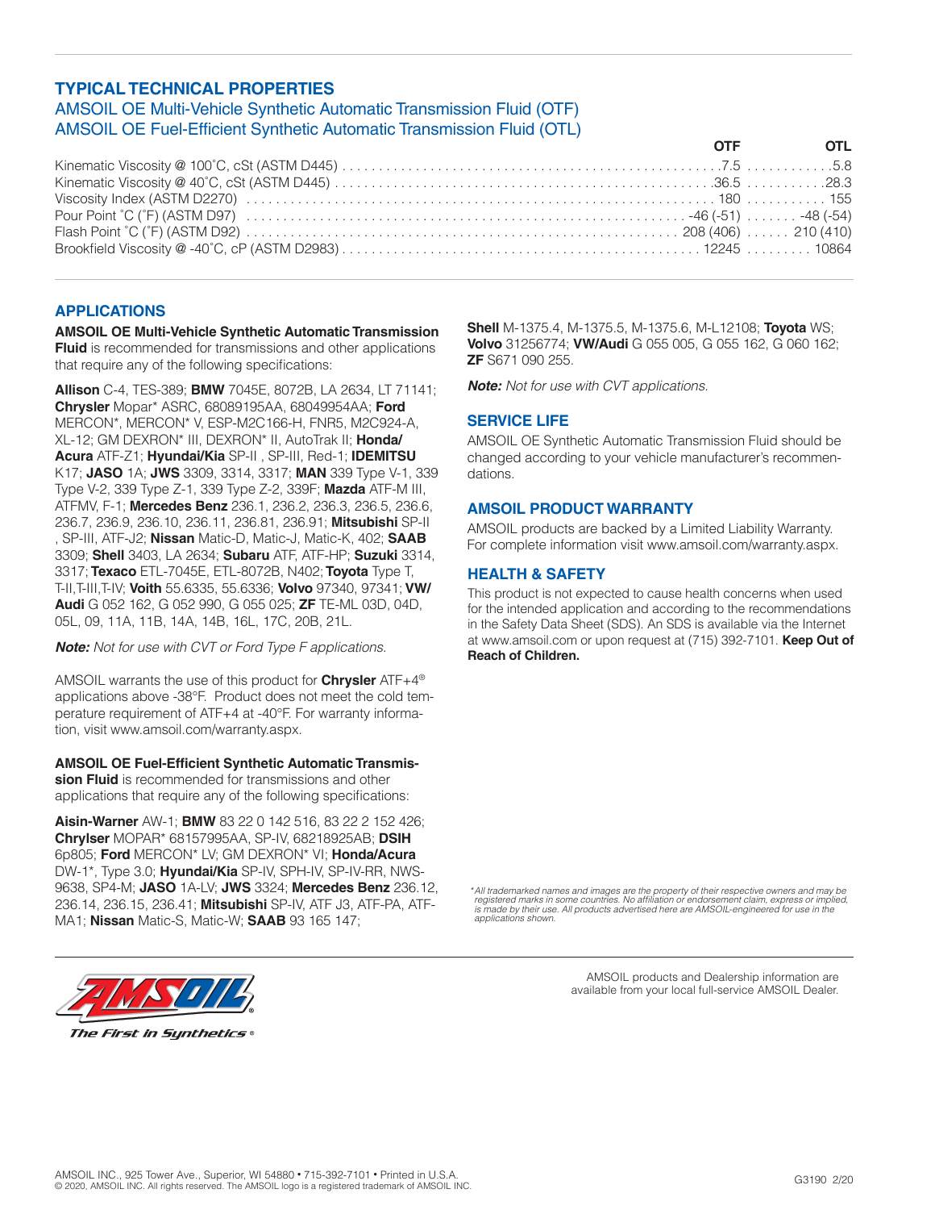## TYPICAL TECHNICAL PROPERTIES

### AMSOIL OE Multi-Vehicle Synthetic Automatic Transmission Fluid (OTF)
### AMSOIL OE Fuel-Efficient Synthetic Automatic Transmission Fluid (OTL)

| | OTF | OTL |
|---|---|---|
| Kinematic Viscosity @ 100˚C, cSt (ASTM D445) | 7.5 | 5.8 |
| Kinematic Viscosity @ 40˚C, cSt (ASTM D445) | 36.5 | 28.3 |
| Viscosity Index (ASTM D2270) | 180 | 155 |
| Pour Point ˚C (˚F) (ASTM D97) | -46 (-51) | -48 (-54) |
| Flash Point ˚C (˚F) (ASTM D92) | 208 (406) | 210 (410) |
| Brookfield Viscosity @ -40˚C, cP (ASTM D2983) | 12245 | 10864 |

## APPLICATIONS

**AMSOIL OE Multi-Vehicle Synthetic Automatic Transmission Fluid** is recommended for transmissions and other applications that require any of the following specifications:

**Allison** C-4, TES-389; **BMW** 7045E, 8072B, LA 2634, LT 71141; **Chrysler** Mopar* ASRC, 68089195AA, 68049954AA; **Ford** MERCON*, MERCON* V, ESP-M2C166-H, FNR5, M2C924-A, XL-12; GM DEXRON* III, DEXRON* II, AutoTrak II; **Honda/Acura** ATF-Z1; **Hyundai/Kia** SP-II , SP-III, Red-1; **IDEMITSU** K17; **JASO** 1A; **JWS** 3309, 3314, 3317; **MAN** 339 Type V-1, 339 Type V-2, 339 Type Z-1, 339 Type Z-2, 339F; **Mazda** ATF-M III, ATFMV, F-1; **Mercedes Benz** 236.1, 236.2, 236.3, 236.5, 236.6, 236.7, 236.9, 236.10, 236.11, 236.81, 236.91; **Mitsubishi** SP-II , SP-III, ATF-J2; **Nissan** Matic-D, Matic-J, Matic-K, 402; **SAAB** 3309; **Shell** 3403, LA 2634; **Subaru** ATF, ATF-HP; **Suzuki** 3314, 3317; **Texaco** ETL-7045E, ETL-8072B, N402; **Toyota** Type T, T-II,T-III,T-IV; **Voith** 55.6335, 55.6336; **Volvo** 97340, 97341; **VW/Audi** G 052 162, G 052 990, G 055 025; **ZF** TE-ML 03D, 04D, 05L, 09, 11A, 11B, 14A, 14B, 16L, 17C, 20B, 21L.

***Note:*** *Not for use with CVT or Ford Type F applications.*

AMSOIL warrants the use of this product for **Chrysler** ATF+4® applications above -38°F. Product does not meet the cold temperature requirement of ATF+4 at -40°F. For warranty information, visit www.amsoil.com/warranty.aspx.

**AMSOIL OE Fuel-Efficient Synthetic Automatic Transmission Fluid** is recommended for transmissions and other applications that require any of the following specifications:

**Aisin-Warner** AW-1; **BMW** 83 22 0 142 516, 83 22 2 152 426; **Chrylser** MOPAR* 68157995AA, SP-IV, 68218925AB; **DSIH** 6p805; **Ford** MERCON* LV; GM DEXRON* VI; **Honda/Acura** DW-1*, Type 3.0; **Hyundai/Kia** SP-IV, SPH-IV, SP-IV-RR, NWS-9638, SP4-M; **JASO** 1A-LV; **JWS** 3324; **Mercedes Benz** 236.12, 236.14, 236.15, 236.41; **Mitsubishi** SP-IV, ATF J3, ATF-PA, ATF-MA1; **Nissan** Matic-S, Matic-W; **SAAB** 93 165 147; **Shell** M-1375.4, M-1375.5, M-1375.6, M-L12108; **Toyota** WS; **Volvo** 31256774; **VW/Audi** G 055 005, G 055 162, G 060 162; **ZF** S671 090 255.

***Note:*** *Not for use with CVT applications.*

## SERVICE LIFE

AMSOIL OE Synthetic Automatic Transmission Fluid should be changed according to your vehicle manufacturer's recommendations.

## AMSOIL PRODUCT WARRANTY

AMSOIL products are backed by a Limited Liability Warranty. For complete information visit www.amsoil.com/warranty.aspx.

## HEALTH & SAFETY

This product is not expected to cause health concerns when used for the intended application and according to the recommendations in the Safety Data Sheet (SDS). An SDS is available via the Internet at www.amsoil.com or upon request at (715) 392-7101. **Keep Out of Reach of Children.**

*\*All trademarked names and images are the property of their respective owners and may be registered marks in some countries. No affiliation or endorsement claim, express or implied, is made by their use. All products advertised here are AMSOIL-engineered for use in the applications shown.*

AMSOIL

*The First in Synthetics®*

AMSOIL products and Dealership information are available from your local full-service AMSOIL Dealer.

AMSOIL INC., 925 Tower Ave., Superior, WI 54880 • 715-392-7101 • Printed in U.S.A.
© 2020, AMSOIL INC. All rights reserved. The AMSOIL logo is a registered trademark of AMSOIL INC.

G3190 2/20